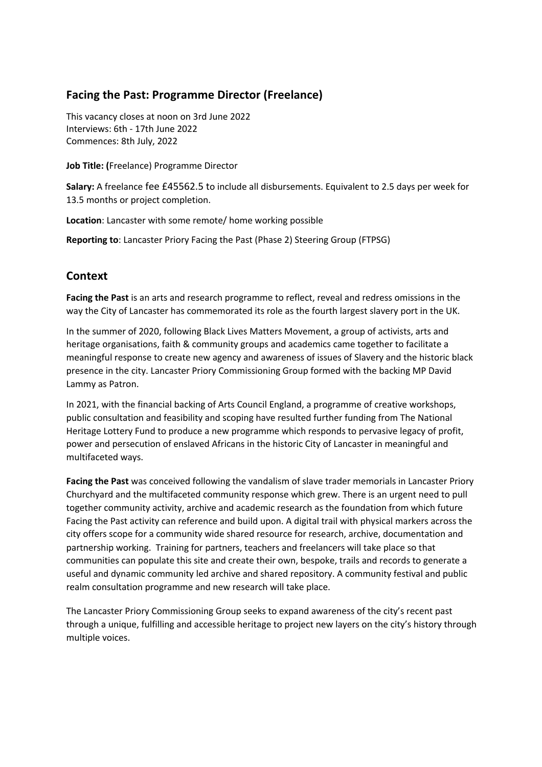## Facing the Past: Programme Director (Freelance)

This vacancy closes at noon on 3rd June 2022
Interviews: 6th - 17th June 2022
Commences: 8th July, 2022

**Job Title: (**Freelance) Programme Director

**Salary:** A freelance fee £45562.5 to include all disbursements. Equivalent to 2.5 days per week for 13.5 months or project completion.

**Location**: Lancaster with some remote/ home working possible

**Reporting to**: Lancaster Priory Facing the Past (Phase 2) Steering Group (FTPSG)

## Context

**Facing the Past** is an arts and research programme to reflect, reveal and redress omissions in the way the City of Lancaster has commemorated its role as the fourth largest slavery port in the UK.

In the summer of 2020, following Black Lives Matters Movement, a group of activists, arts and heritage organisations, faith & community groups and academics came together to facilitate a meaningful response to create new agency and awareness of issues of Slavery and the historic black presence in the city. Lancaster Priory Commissioning Group formed with the backing MP David Lammy as Patron.

In 2021, with the financial backing of Arts Council England, a programme of creative workshops, public consultation and feasibility and scoping have resulted further funding from The National Heritage Lottery Fund to produce a new programme which responds to pervasive legacy of profit, power and persecution of enslaved Africans in the historic City of Lancaster in meaningful and multifaceted ways.

**Facing the Past** was conceived following the vandalism of slave trader memorials in Lancaster Priory Churchyard and the multifaceted community response which grew. There is an urgent need to pull together community activity, archive and academic research as the foundation from which future Facing the Past activity can reference and build upon. A digital trail with physical markers across the city offers scope for a community wide shared resource for research, archive, documentation and partnership working. Training for partners, teachers and freelancers will take place so that communities can populate this site and create their own, bespoke, trails and records to generate a useful and dynamic community led archive and shared repository. A community festival and public realm consultation programme and new research will take place.

The Lancaster Priory Commissioning Group seeks to expand awareness of the city's recent past through a unique, fulfilling and accessible heritage to project new layers on the city's history through multiple voices.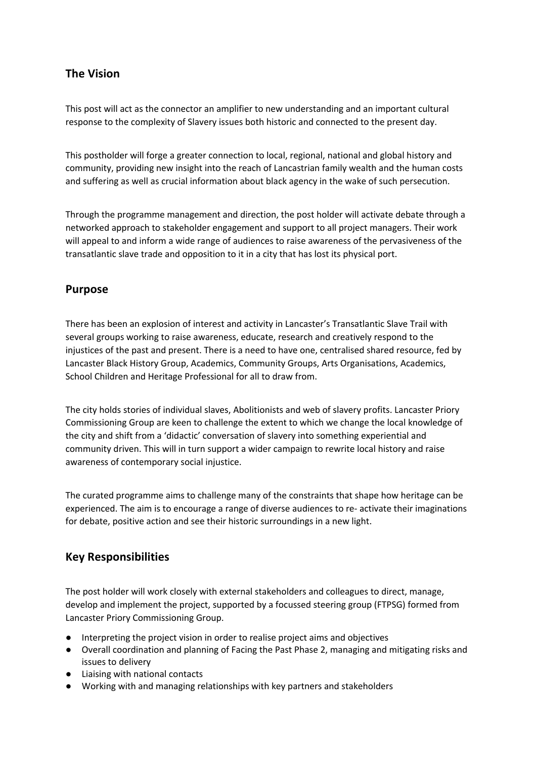## The Vision

This post will act as the connector an amplifier to new understanding and an important cultural response to the complexity of Slavery issues both historic and connected to the present day.

This postholder will forge a greater connection to local, regional, national and global history and community, providing new insight into the reach of Lancastrian family wealth and the human costs and suffering as well as crucial information about black agency in the wake of such persecution.

Through the programme management and direction, the post holder will activate debate through a networked approach to stakeholder engagement and support to all project managers. Their work will appeal to and inform a wide range of audiences to raise awareness of the pervasiveness of the transatlantic slave trade and opposition to it in a city that has lost its physical port.

## Purpose

There has been an explosion of interest and activity in Lancaster's Transatlantic Slave Trail with several groups working to raise awareness, educate, research and creatively respond to the injustices of the past and present. There is a need to have one, centralised shared resource, fed by Lancaster Black History Group, Academics, Community Groups, Arts Organisations, Academics, School Children and Heritage Professional for all to draw from.

The city holds stories of individual slaves, Abolitionists and web of slavery profits. Lancaster Priory Commissioning Group are keen to challenge the extent to which we change the local knowledge of the city and shift from a 'didactic' conversation of slavery into something experiential and community driven. This will in turn support a wider campaign to rewrite local history and raise awareness of contemporary social injustice.

The curated programme aims to challenge many of the constraints that shape how heritage can be experienced. The aim is to encourage a range of diverse audiences to re- activate their imaginations for debate, positive action and see their historic surroundings in a new light.

## Key Responsibilities

The post holder will work closely with external stakeholders and colleagues to direct, manage, develop and implement the project, supported by a focussed steering group (FTPSG) formed from Lancaster Priory Commissioning Group.

- Interpreting the project vision in order to realise project aims and objectives
- Overall coordination and planning of Facing the Past Phase 2, managing and mitigating risks and issues to delivery
- Liaising with national contacts
- Working with and managing relationships with key partners and stakeholders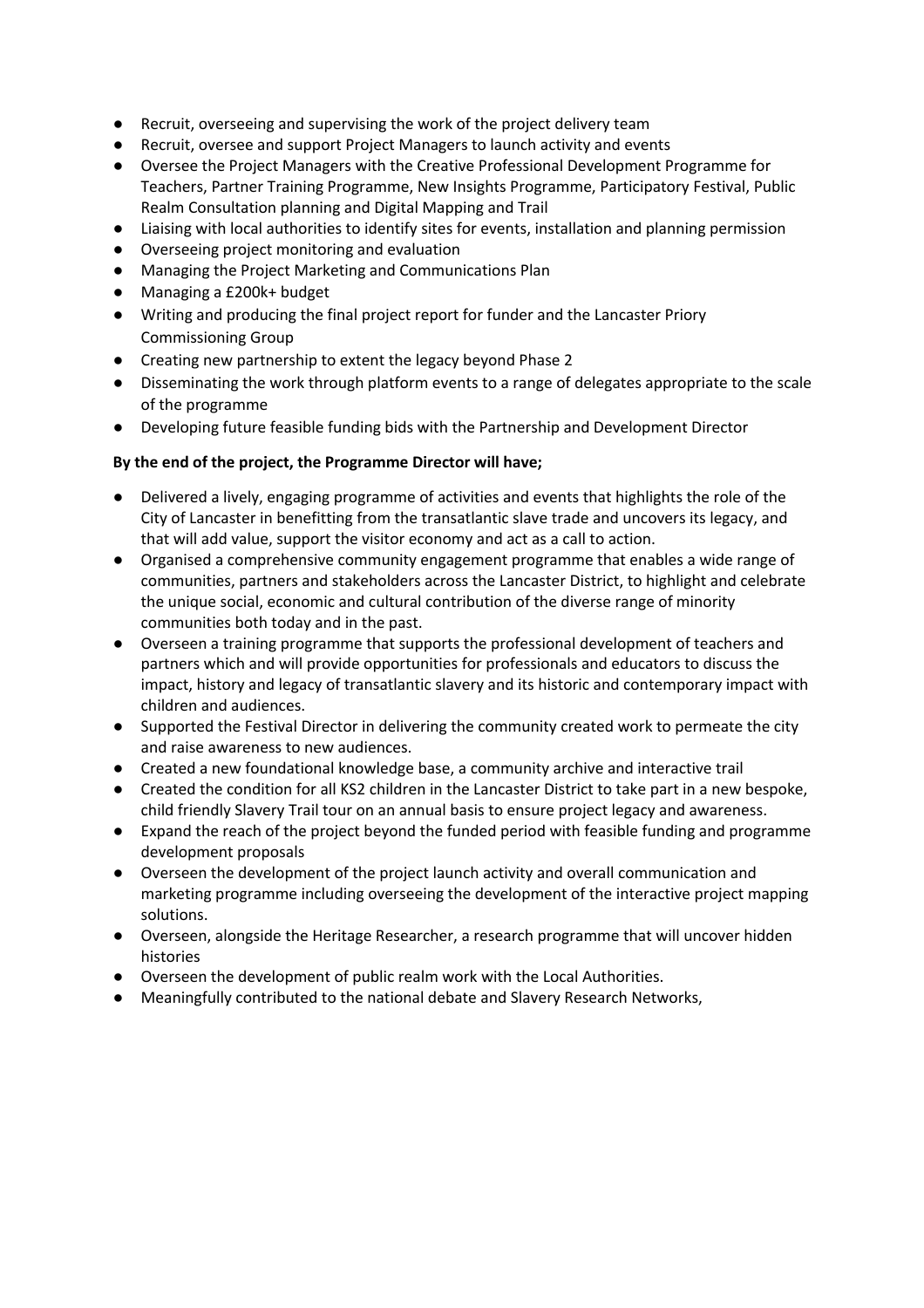- Recruit, overseeing and supervising the work of the project delivery team
- Recruit, oversee and support Project Managers to launch activity and events
- Oversee the Project Managers with the Creative Professional Development Programme for Teachers, Partner Training Programme, New Insights Programme, Participatory Festival, Public Realm Consultation planning and Digital Mapping and Trail
- Liaising with local authorities to identify sites for events, installation and planning permission
- Overseeing project monitoring and evaluation
- Managing the Project Marketing and Communications Plan
- Managing a £200k+ budget
- Writing and producing the final project report for funder and the Lancaster Priory Commissioning Group
- Creating new partnership to extent the legacy beyond Phase 2
- Disseminating the work through platform events to a range of delegates appropriate to the scale of the programme
- Developing future feasible funding bids with the Partnership and Development Director

**By the end of the project, the Programme Director will have;**

- Delivered a lively, engaging programme of activities and events that highlights the role of the City of Lancaster in benefitting from the transatlantic slave trade and uncovers its legacy, and that will add value, support the visitor economy and act as a call to action.
- Organised a comprehensive community engagement programme that enables a wide range of communities, partners and stakeholders across the Lancaster District, to highlight and celebrate the unique social, economic and cultural contribution of the diverse range of minority communities both today and in the past.
- Overseen a training programme that supports the professional development of teachers and partners which and will provide opportunities for professionals and educators to discuss the impact, history and legacy of transatlantic slavery and its historic and contemporary impact with children and audiences.
- Supported the Festival Director in delivering the community created work to permeate the city and raise awareness to new audiences.
- Created a new foundational knowledge base, a community archive and interactive trail
- Created the condition for all KS2 children in the Lancaster District to take part in a new bespoke, child friendly Slavery Trail tour on an annual basis to ensure project legacy and awareness.
- Expand the reach of the project beyond the funded period with feasible funding and programme development proposals
- Overseen the development of the project launch activity and overall communication and marketing programme including overseeing the development of the interactive project mapping solutions.
- Overseen, alongside the Heritage Researcher, a research programme that will uncover hidden histories
- Overseen the development of public realm work with the Local Authorities.
- Meaningfully contributed to the national debate and Slavery Research Networks,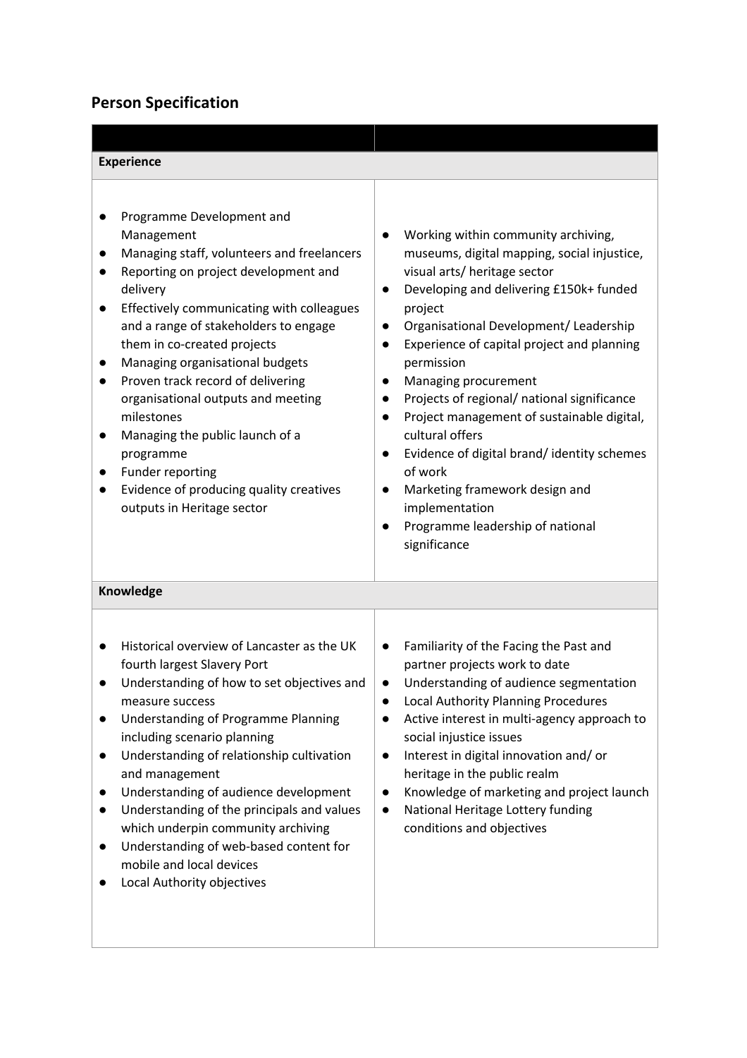## Person Specification

| | |
|---|---|
| **Experience** | |
| • Programme Development and Management<br>• Managing staff, volunteers and freelancers<br>• Reporting on project development and delivery<br>• Effectively communicating with colleagues and a range of stakeholders to engage them in co-created projects<br>• Managing organisational budgets<br>• Proven track record of delivering organisational outputs and meeting milestones<br>• Managing the public launch of a programme<br>• Funder reporting<br>• Evidence of producing quality creatives outputs in Heritage sector | • Working within community archiving, museums, digital mapping, social injustice, visual arts/ heritage sector<br>• Developing and delivering £150k+ funded project<br>• Organisational Development/ Leadership<br>• Experience of capital project and planning permission<br>• Managing procurement<br>• Projects of regional/ national significance<br>• Project management of sustainable digital, cultural offers<br>• Evidence of digital brand/ identity schemes of work<br>• Marketing framework design and implementation<br>• Programme leadership of national significance |
| **Knowledge** | |
| • Historical overview of Lancaster as the UK fourth largest Slavery Port<br>• Understanding of how to set objectives and measure success<br>• Understanding of Programme Planning including scenario planning<br>• Understanding of relationship cultivation and management<br>• Understanding of audience development<br>• Understanding of the principals and values which underpin community archiving<br>• Understanding of web-based content for mobile and local devices<br>• Local Authority objectives | • Familiarity of the Facing the Past and partner projects work to date<br>• Understanding of audience segmentation<br>• Local Authority Planning Procedures<br>• Active interest in multi-agency approach to social injustice issues<br>• Interest in digital innovation and/ or heritage in the public realm<br>• Knowledge of marketing and project launch<br>• National Heritage Lottery funding conditions and objectives |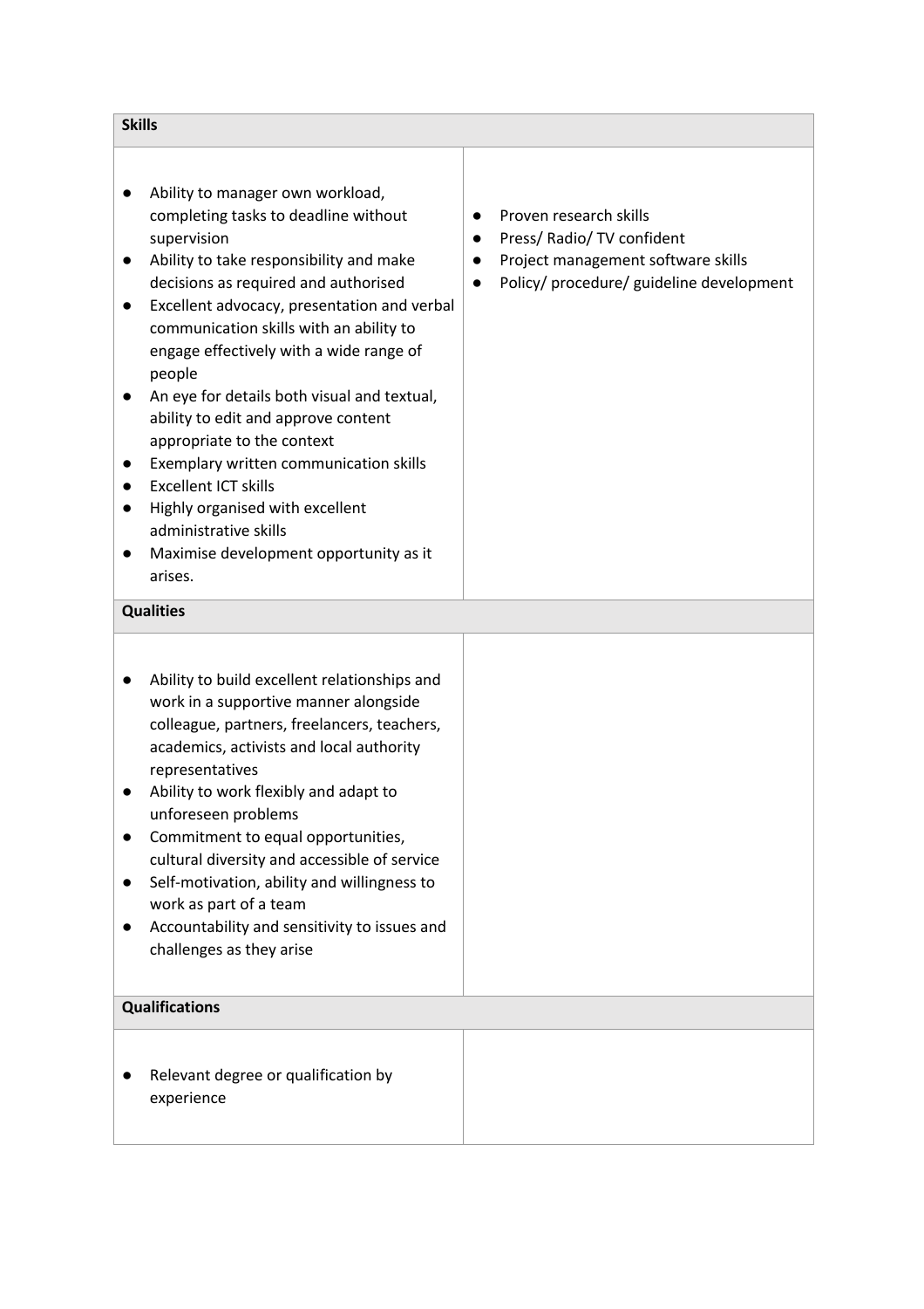| Skills | |
|---|---|
| • Ability to manager own workload, completing tasks to deadline without supervision<br>• Ability to take responsibility and make decisions as required and authorised<br>• Excellent advocacy, presentation and verbal communication skills with an ability to engage effectively with a wide range of people<br>• An eye for details both visual and textual, ability to edit and approve content appropriate to the context<br>• Exemplary written communication skills<br>• Excellent ICT skills<br>• Highly organised with excellent administrative skills<br>• Maximise development opportunity as it arises. | • Proven research skills<br>• Press/ Radio/ TV confident<br>• Project management software skills<br>• Policy/ procedure/ guideline development |
| **Qualities** | |
| • Ability to build excellent relationships and work in a supportive manner alongside colleague, partners, freelancers, teachers, academics, activists and local authority representatives<br>• Ability to work flexibly and adapt to unforeseen problems<br>• Commitment to equal opportunities, cultural diversity and accessible of service<br>• Self-motivation, ability and willingness to work as part of a team<br>• Accountability and sensitivity to issues and challenges as they arise | |
| **Qualifications** | |
| • Relevant degree or qualification by experience | |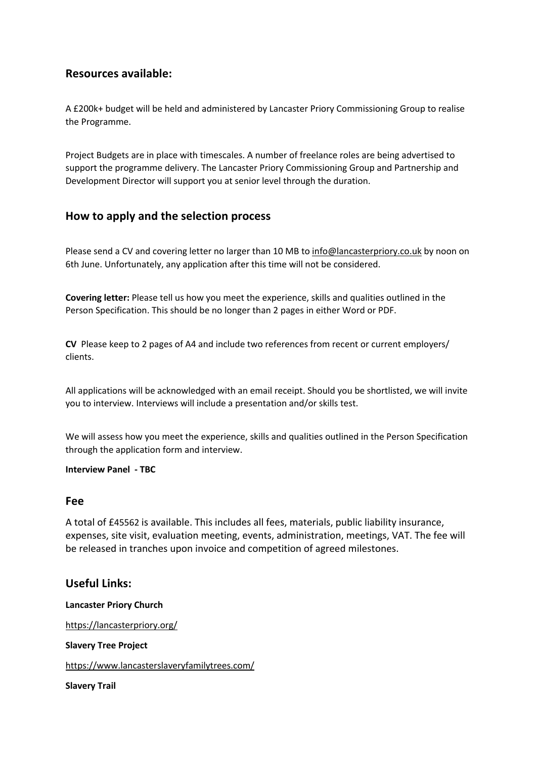## Resources available:

A £200k+ budget will be held and administered by Lancaster Priory Commissioning Group to realise the Programme.

Project Budgets are in place with timescales. A number of freelance roles are being advertised to support the programme delivery. The Lancaster Priory Commissioning Group and Partnership and Development Director will support you at senior level through the duration.

## How to apply and the selection process

Please send a CV and covering letter no larger than 10 MB to info@lancasterpriory.co.uk by noon on 6th June. Unfortunately, any application after this time will not be considered.

**Covering letter:** Please tell us how you meet the experience, skills and qualities outlined in the Person Specification. This should be no longer than 2 pages in either Word or PDF.

**CV** Please keep to 2 pages of A4 and include two references from recent or current employers/ clients.

All applications will be acknowledged with an email receipt. Should you be shortlisted, we will invite you to interview. Interviews will include a presentation and/or skills test.

We will assess how you meet the experience, skills and qualities outlined in the Person Specification through the application form and interview.

**Interview Panel - TBC**

## Fee

A total of £45562 is available. This includes all fees, materials, public liability insurance, expenses, site visit, evaluation meeting, events, administration, meetings, VAT. The fee will be released in tranches upon invoice and competition of agreed milestones.

## Useful Links:

**Lancaster Priory Church**

https://lancasterpriory.org/

**Slavery Tree Project**

https://www.lancasterslaveryfamilytrees.com/

**Slavery Trail**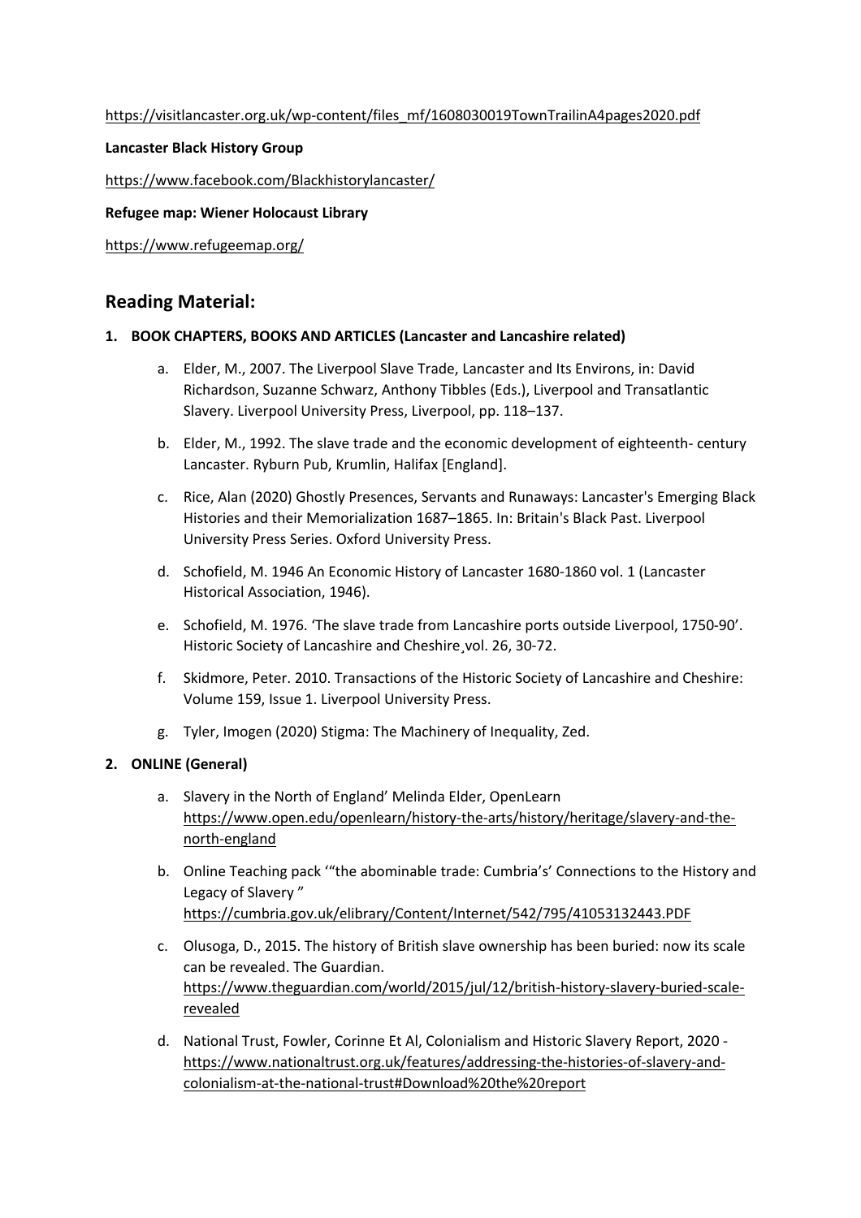https://visitlancaster.org.uk/wp-content/files_mf/1608030019TownTrailinA4pages2020.pdf

**Lancaster Black History Group**

https://www.facebook.com/Blackhistorylancaster/

**Refugee map: Wiener Holocaust Library**

https://www.refugeemap.org/

## Reading Material:

1. **BOOK CHAPTERS, BOOKS AND ARTICLES (Lancaster and Lancashire related)**

    a. Elder, M., 2007. The Liverpool Slave Trade, Lancaster and Its Environs, in: David Richardson, Suzanne Schwarz, Anthony Tibbles (Eds.), Liverpool and Transatlantic Slavery. Liverpool University Press, Liverpool, pp. 118–137.

    b. Elder, M., 1992. The slave trade and the economic development of eighteenth- century Lancaster. Ryburn Pub, Krumlin, Halifax [England].

    c. Rice, Alan (2020) Ghostly Presences, Servants and Runaways: Lancaster's Emerging Black Histories and their Memorialization 1687–1865. In: Britain's Black Past. Liverpool University Press Series. Oxford University Press.

    d. Schofield, M. 1946 An Economic History of Lancaster 1680-1860 vol. 1 (Lancaster Historical Association, 1946).

    e. Schofield, M. 1976. 'The slave trade from Lancashire ports outside Liverpool, 1750-90'. Historic Society of Lancashire and Cheshire¸vol. 26, 30-72.

    f. Skidmore, Peter. 2010. Transactions of the Historic Society of Lancashire and Cheshire: Volume 159, Issue 1. Liverpool University Press.

    g. Tyler, Imogen (2020) Stigma: The Machinery of Inequality, Zed.

2. **ONLINE (General)**

    a. Slavery in the North of England' Melinda Elder, OpenLearn https://www.open.edu/openlearn/history-the-arts/history/heritage/slavery-and-the-north-england

    b. Online Teaching pack '"the abominable trade: Cumbria's' Connections to the History and Legacy of Slavery " https://cumbria.gov.uk/elibrary/Content/Internet/542/795/41053132443.PDF

    c. Olusoga, D., 2015. The history of British slave ownership has been buried: now its scale can be revealed. The Guardian. https://www.theguardian.com/world/2015/jul/12/british-history-slavery-buried-scale-revealed

    d. National Trust, Fowler, Corinne Et Al, Colonialism and Historic Slavery Report, 2020 - https://www.nationaltrust.org.uk/features/addressing-the-histories-of-slavery-and-colonialism-at-the-national-trust#Download%20the%20report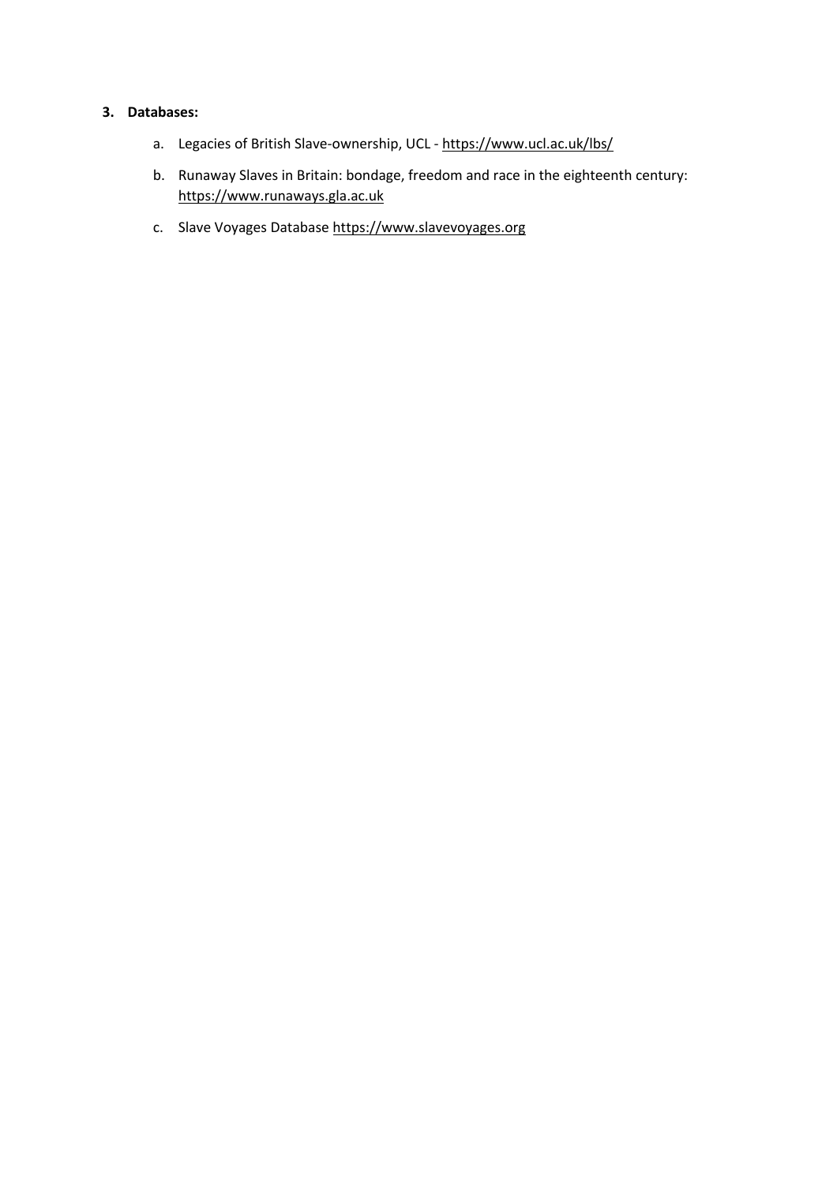3. **Databases:**

    a. Legacies of British Slave-ownership, UCL - https://www.ucl.ac.uk/lbs/

    b. Runaway Slaves in Britain: bondage, freedom and race in the eighteenth century: https://www.runaways.gla.ac.uk

    c. Slave Voyages Database https://www.slavevoyages.org